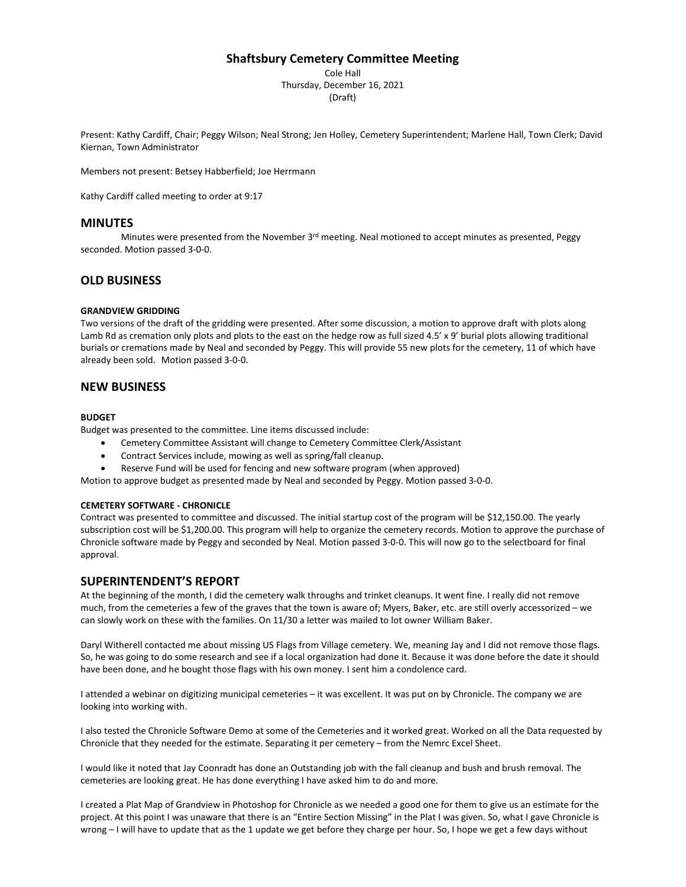# Shaftsbury Cemetery Committee Meeting

Cole Hall
Thursday, December 16, 2021
(Draft)

Present: Kathy Cardiff, Chair; Peggy Wilson; Neal Strong; Jen Holley, Cemetery Superintendent; Marlene Hall, Town Clerk; David Kiernan, Town Administrator

Members not present: Betsey Habberfield; Joe Herrmann

Kathy Cardiff called meeting to order at 9:17

## MINUTES

Minutes were presented from the November 3rd meeting. Neal motioned to accept minutes as presented, Peggy seconded. Motion passed 3-0-0.

## OLD BUSINESS

#### GRANDVIEW GRIDDING

Two versions of the draft of the gridding were presented. After some discussion, a motion to approve draft with plots along Lamb Rd as cremation only plots and plots to the east on the hedge row as full sized 4.5' x 9' burial plots allowing traditional burials or cremations made by Neal and seconded by Peggy. This will provide 55 new plots for the cemetery, 11 of which have already been sold. Motion passed 3-0-0.

## NEW BUSINESS

#### BUDGET

Budget was presented to the committee. Line items discussed include:

- Cemetery Committee Assistant will change to Cemetery Committee Clerk/Assistant
- Contract Services include, mowing as well as spring/fall cleanup.
- Reserve Fund will be used for fencing and new software program (when approved)

Motion to approve budget as presented made by Neal and seconded by Peggy. Motion passed 3-0-0.

#### CEMETERY SOFTWARE - CHRONICLE

Contract was presented to committee and discussed. The initial startup cost of the program will be $12,150.00. The yearly subscription cost will be $1,200.00. This program will help to organize the cemetery records. Motion to approve the purchase of Chronicle software made by Peggy and seconded by Neal. Motion passed 3-0-0. This will now go to the selectboard for final approval.

## SUPERINTENDENT'S REPORT

At the beginning of the month, I did the cemetery walk throughs and trinket cleanups. It went fine. I really did not remove much, from the cemeteries a few of the graves that the town is aware of; Myers, Baker, etc. are still overly accessorized – we can slowly work on these with the families. On 11/30 a letter was mailed to lot owner William Baker.

Daryl Witherell contacted me about missing US Flags from Village cemetery. We, meaning Jay and I did not remove those flags. So, he was going to do some research and see if a local organization had done it. Because it was done before the date it should have been done, and he bought those flags with his own money. I sent him a condolence card.

I attended a webinar on digitizing municipal cemeteries – it was excellent. It was put on by Chronicle. The company we are looking into working with.

I also tested the Chronicle Software Demo at some of the Cemeteries and it worked great. Worked on all the Data requested by Chronicle that they needed for the estimate. Separating it per cemetery – from the Nemrc Excel Sheet.

I would like it noted that Jay Coonradt has done an Outstanding job with the fall cleanup and bush and brush removal. The cemeteries are looking great. He has done everything I have asked him to do and more.

I created a Plat Map of Grandview in Photoshop for Chronicle as we needed a good one for them to give us an estimate for the project. At this point I was unaware that there is an "Entire Section Missing" in the Plat I was given. So, what I gave Chronicle is wrong – I will have to update that as the 1 update we get before they charge per hour. So, I hope we get a few days without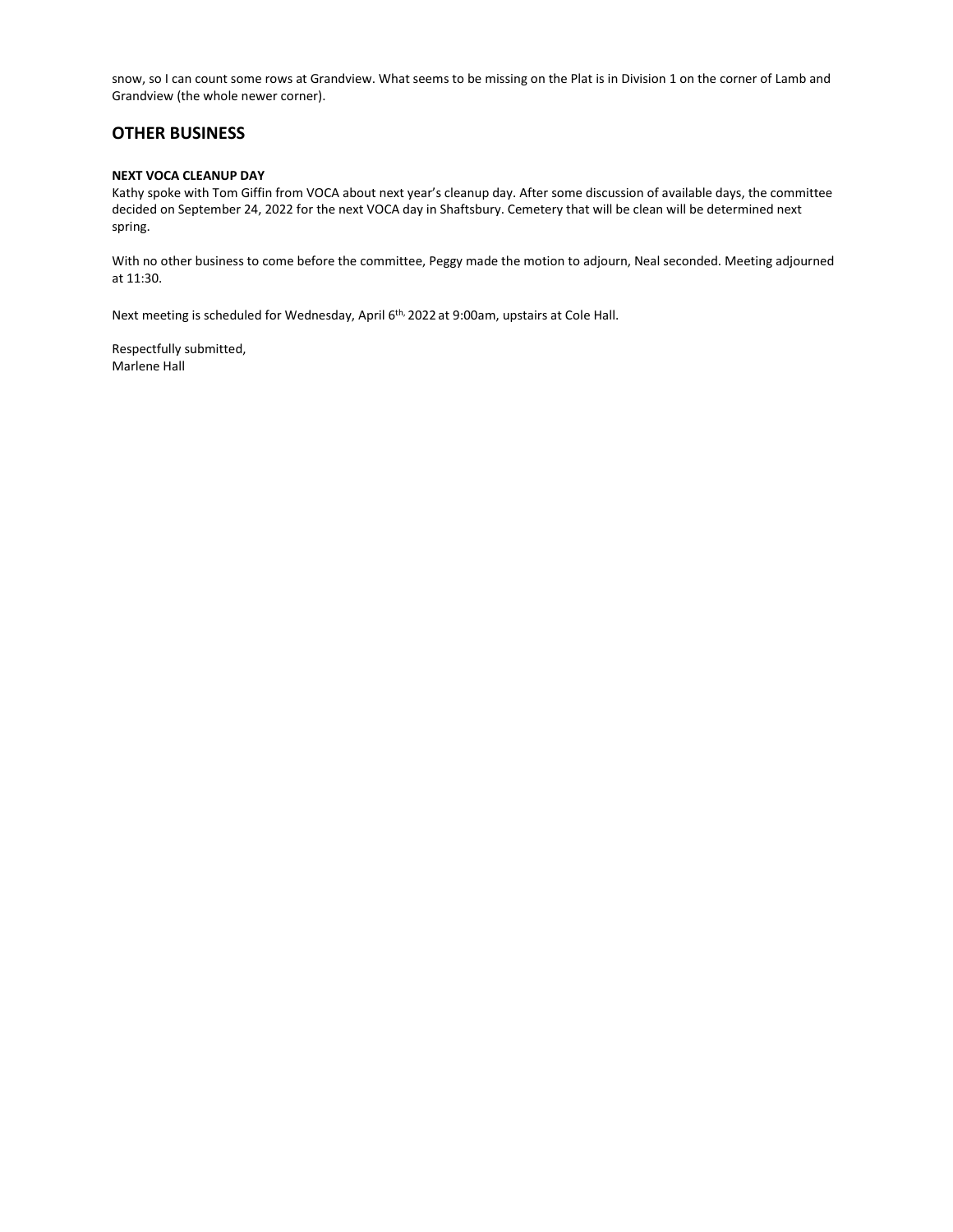snow, so I can count some rows at Grandview. What seems to be missing on the Plat is in Division 1 on the corner of Lamb and Grandview (the whole newer corner).

## OTHER BUSINESS

**NEXT VOCA CLEANUP DAY**

Kathy spoke with Tom Giffin from VOCA about next year's cleanup day. After some discussion of available days, the committee decided on September 24, 2022 for the next VOCA day in Shaftsbury. Cemetery that will be clean will be determined next spring.

With no other business to come before the committee, Peggy made the motion to adjourn, Neal seconded. Meeting adjourned at 11:30.

Next meeting is scheduled for Wednesday, April 6th, 2022 at 9:00am, upstairs at Cole Hall.

Respectfully submitted,
Marlene Hall